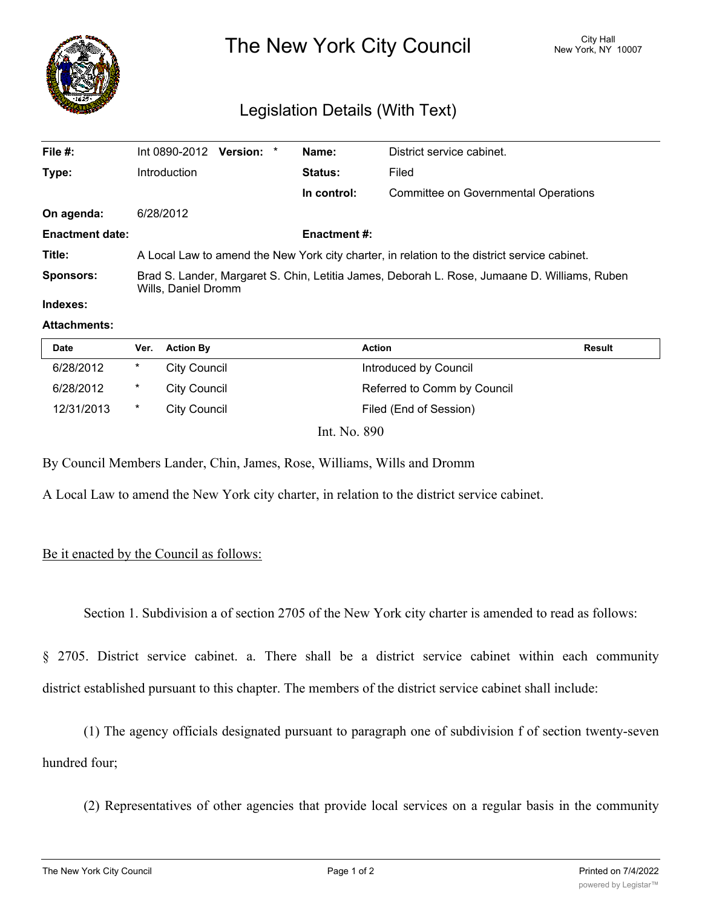# The New York City Council

City Hall
New York, NY 10007

## Legislation Details (With Text)

| | | | |
|---|---|---|---|
| **File #:** | Int 0890-2012 **Version:** * | **Name:** | District service cabinet. |
| **Type:** | Introduction | **Status:** | Filed |
| | | **In control:** | Committee on Governmental Operations |
| **On agenda:** | 6/28/2012 | | |
| **Enactment date:** | | **Enactment #:** | |
| **Title:** | A Local Law to amend the New York city charter, in relation to the district service cabinet. | | |
| **Sponsors:** | Brad S. Lander, Margaret S. Chin, Letitia James, Deborah L. Rose, Jumaane D. Williams, Ruben Wills, Daniel Dromm | | |
| **Indexes:** | | | |
| **Attachments:** | | | |

| Date | Ver. | Action By | Action | Result |
|---|---|---|---|---|
| 6/28/2012 | * | City Council | Introduced by Council | |
| 6/28/2012 | * | City Council | Referred to Comm by Council | |
| 12/31/2013 | * | City Council | Filed (End of Session) | |

Int. No. 890

By Council Members Lander, Chin, James, Rose, Williams, Wills and Dromm

A Local Law to amend the New York city charter, in relation to the district service cabinet.

Be it enacted by the Council as follows:

Section 1. Subdivision a of section 2705 of the New York city charter is amended to read as follows:

§ 2705. District service cabinet. a. There shall be a district service cabinet within each community district established pursuant to this chapter. The members of the district service cabinet shall include:

(1) The agency officials designated pursuant to paragraph one of subdivision f of section twenty-seven hundred four;

(2) Representatives of other agencies that provide local services on a regular basis in the community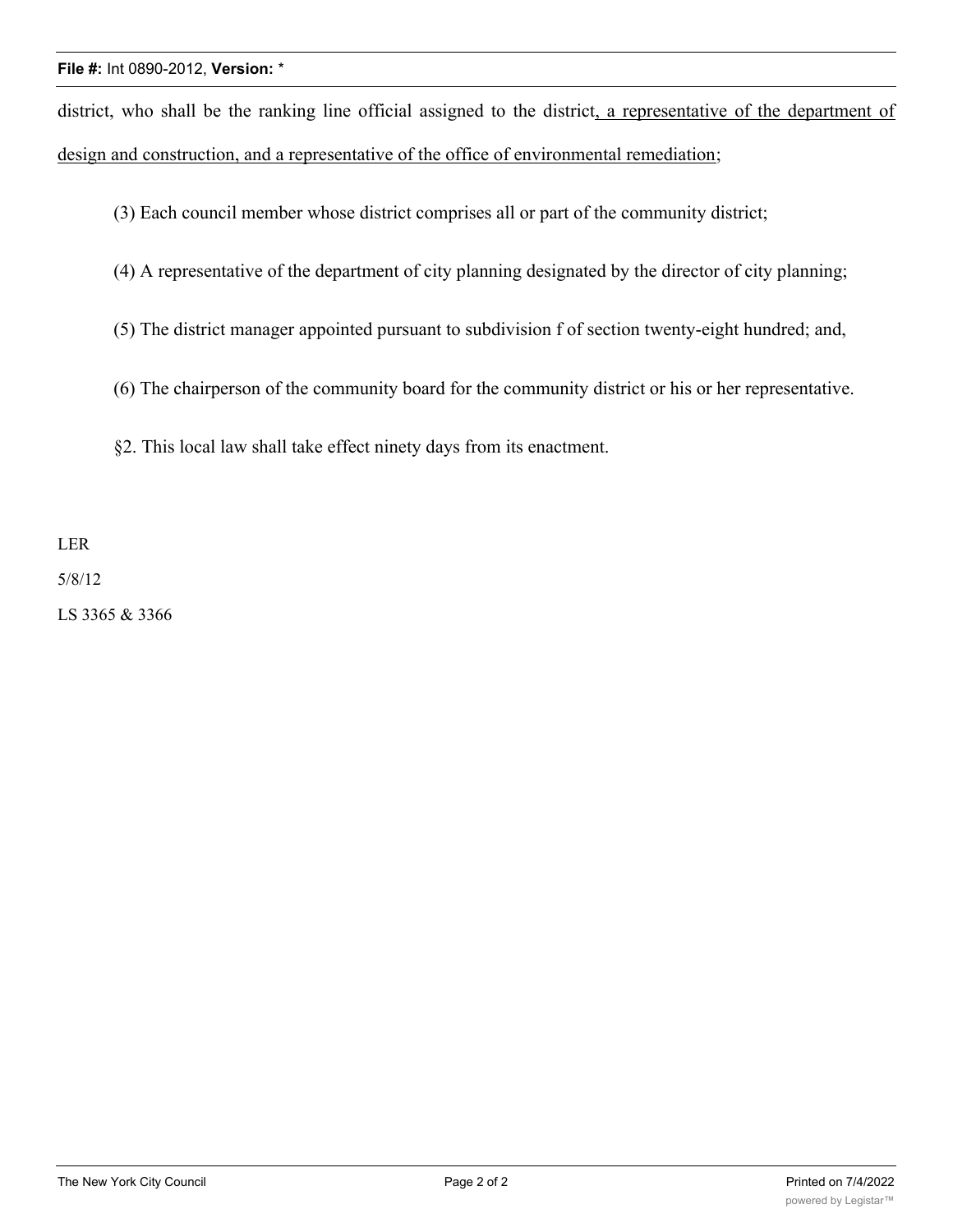district, who shall be the ranking line official assigned to the district, a representative of the department of design and construction, and a representative of the office of environmental remediation;

(3) Each council member whose district comprises all or part of the community district;

(4) A representative of the department of city planning designated by the director of city planning;

(5) The district manager appointed pursuant to subdivision f of section twenty-eight hundred; and,

(6) The chairperson of the community board for the community district or his or her representative.

§2. This local law shall take effect ninety days from its enactment.

LER

5/8/12

LS 3365 & 3366